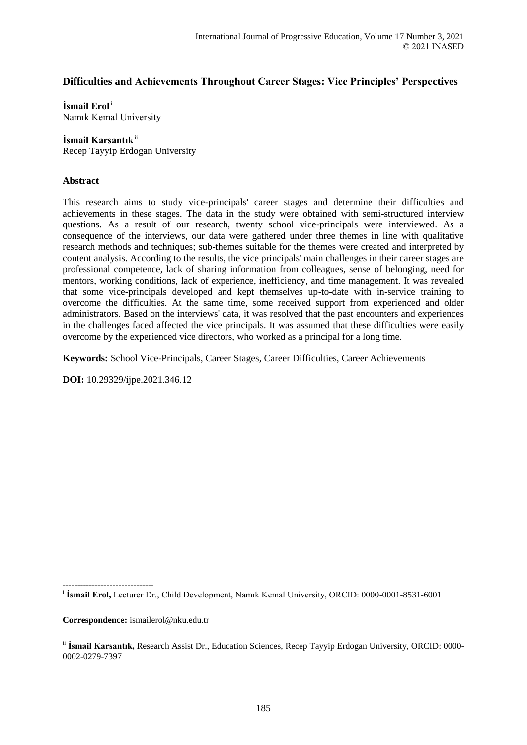# Difficulties and Achievements Throughout Career Stages: Vice Principles' Perspectives

**İsmail Erol** [i]
Namık Kemal University

**İsmail Karsantık** [ii]
Recep Tayyip Erdogan University

## Abstract

This research aims to study vice-principals' career stages and determine their difficulties and achievements in these stages. The data in the study were obtained with semi-structured interview questions. As a result of our research, twenty school vice-principals were interviewed. As a consequence of the interviews, our data were gathered under three themes in line with qualitative research methods and techniques; sub-themes suitable for the themes were created and interpreted by content analysis. According to the results, the vice principals' main challenges in their career stages are professional competence, lack of sharing information from colleagues, sense of belonging, need for mentors, working conditions, lack of experience, inefficiency, and time management. It was revealed that some vice-principals developed and kept themselves up-to-date with in-service training to overcome the difficulties. At the same time, some received support from experienced and older administrators. Based on the interviews' data, it was resolved that the past encounters and experiences in the challenges faced affected the vice principals. It was assumed that these difficulties were easily overcome by the experienced vice directors, who worked as a principal for a long time.

**Keywords:** School Vice-Principals, Career Stages, Career Difficulties, Career Achievements

**DOI:** 10.29329/ijpe.2021.346.12

-------------------------------

[i] **İsmail Erol,** Lecturer Dr., Child Development, Namık Kemal University, ORCID: 0000-0001-8531-6001

**Correspondence:** ismailerol@nku.edu.tr

[ii] **İsmail Karsantık,** Research Assist Dr., Education Sciences, Recep Tayyip Erdogan University, ORCID: 0000-0002-0279-7397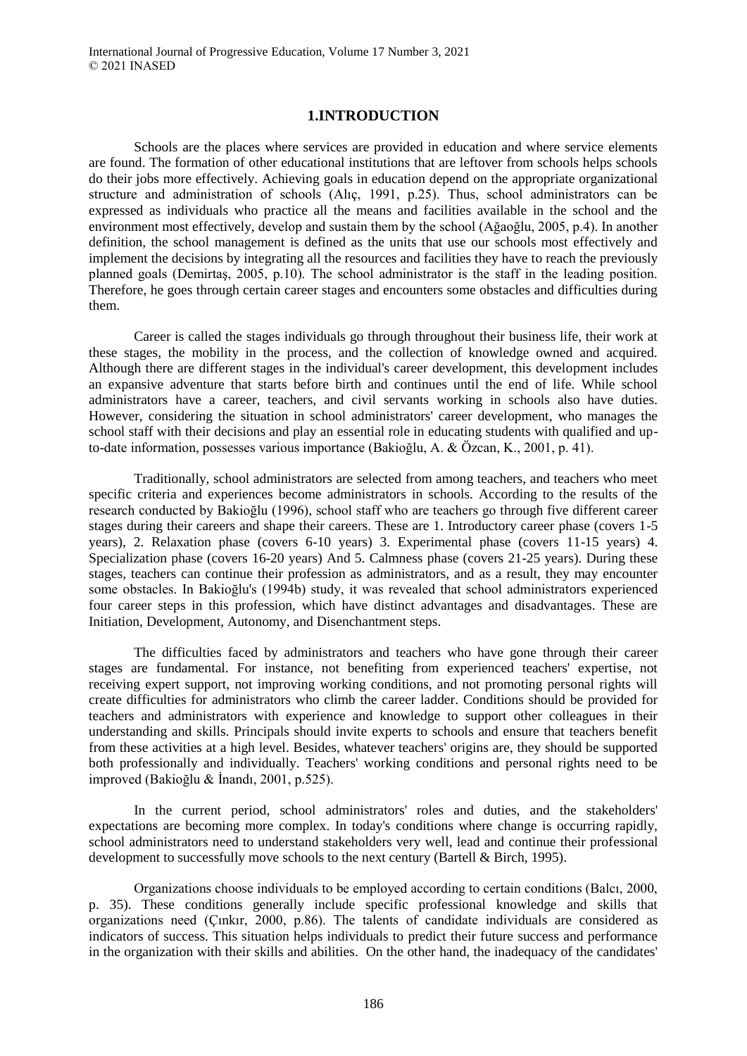## 1.INTRODUCTION

Schools are the places where services are provided in education and where service elements are found. The formation of other educational institutions that are leftover from schools helps schools do their jobs more effectively. Achieving goals in education depend on the appropriate organizational structure and administration of schools (Alıç, 1991, p.25). Thus, school administrators can be expressed as individuals who practice all the means and facilities available in the school and the environment most effectively, develop and sustain them by the school (Ağaoğlu, 2005, p.4). In another definition, the school management is defined as the units that use our schools most effectively and implement the decisions by integrating all the resources and facilities they have to reach the previously planned goals (Demirtaş, 2005, p.10). The school administrator is the staff in the leading position. Therefore, he goes through certain career stages and encounters some obstacles and difficulties during them.

Career is called the stages individuals go through throughout their business life, their work at these stages, the mobility in the process, and the collection of knowledge owned and acquired. Although there are different stages in the individual's career development, this development includes an expansive adventure that starts before birth and continues until the end of life. While school administrators have a career, teachers, and civil servants working in schools also have duties. However, considering the situation in school administrators' career development, who manages the school staff with their decisions and play an essential role in educating students with qualified and up-to-date information, possesses various importance (Bakioğlu, A. & Özcan, K., 2001, p. 41).

Traditionally, school administrators are selected from among teachers, and teachers who meet specific criteria and experiences become administrators in schools. According to the results of the research conducted by Bakioğlu (1996), school staff who are teachers go through five different career stages during their careers and shape their careers. These are 1. Introductory career phase (covers 1-5 years), 2. Relaxation phase (covers 6-10 years) 3. Experimental phase (covers 11-15 years) 4. Specialization phase (covers 16-20 years) And 5. Calmness phase (covers 21-25 years). During these stages, teachers can continue their profession as administrators, and as a result, they may encounter some obstacles. In Bakioğlu's (1994b) study, it was revealed that school administrators experienced four career steps in this profession, which have distinct advantages and disadvantages. These are Initiation, Development, Autonomy, and Disenchantment steps.

The difficulties faced by administrators and teachers who have gone through their career stages are fundamental. For instance, not benefiting from experienced teachers' expertise, not receiving expert support, not improving working conditions, and not promoting personal rights will create difficulties for administrators who climb the career ladder. Conditions should be provided for teachers and administrators with experience and knowledge to support other colleagues in their understanding and skills. Principals should invite experts to schools and ensure that teachers benefit from these activities at a high level. Besides, whatever teachers' origins are, they should be supported both professionally and individually. Teachers' working conditions and personal rights need to be improved (Bakioğlu & İnandı, 2001, p.525).

In the current period, school administrators' roles and duties, and the stakeholders' expectations are becoming more complex. In today's conditions where change is occurring rapidly, school administrators need to understand stakeholders very well, lead and continue their professional development to successfully move schools to the next century (Bartell & Birch, 1995).

Organizations choose individuals to be employed according to certain conditions (Balcı, 2000, p. 35). These conditions generally include specific professional knowledge and skills that organizations need (Çınkır, 2000, p.86). The talents of candidate individuals are considered as indicators of success. This situation helps individuals to predict their future success and performance in the organization with their skills and abilities. On the other hand, the inadequacy of the candidates'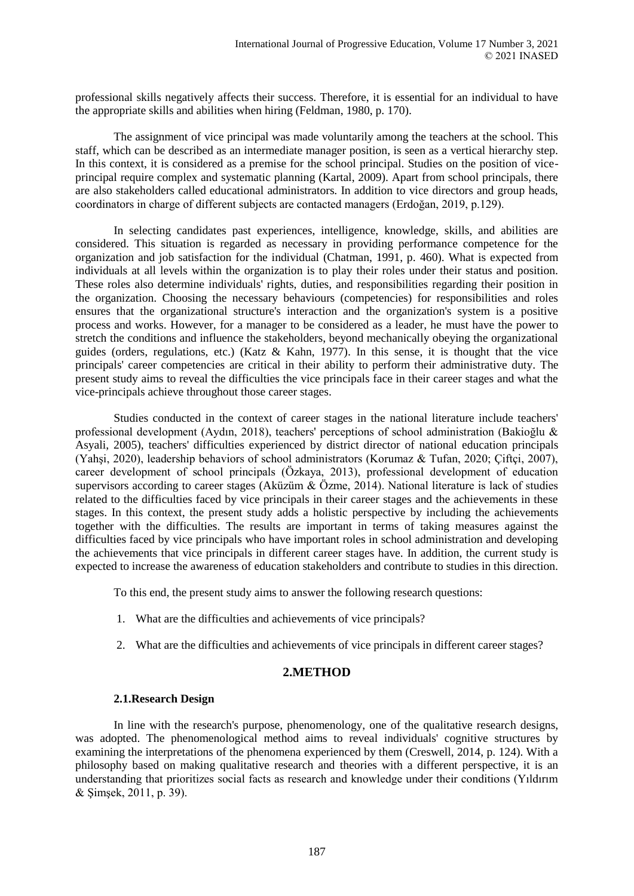professional skills negatively affects their success. Therefore, it is essential for an individual to have the appropriate skills and abilities when hiring (Feldman, 1980, p. 170).

The assignment of vice principal was made voluntarily among the teachers at the school. This staff, which can be described as an intermediate manager position, is seen as a vertical hierarchy step. In this context, it is considered as a premise for the school principal. Studies on the position of vice-principal require complex and systematic planning (Kartal, 2009). Apart from school principals, there are also stakeholders called educational administrators. In addition to vice directors and group heads, coordinators in charge of different subjects are contacted managers (Erdoğan, 2019, p.129).

In selecting candidates past experiences, intelligence, knowledge, skills, and abilities are considered. This situation is regarded as necessary in providing performance competence for the organization and job satisfaction for the individual (Chatman, 1991, p. 460). What is expected from individuals at all levels within the organization is to play their roles under their status and position. These roles also determine individuals' rights, duties, and responsibilities regarding their position in the organization. Choosing the necessary behaviours (competencies) for responsibilities and roles ensures that the organizational structure's interaction and the organization's system is a positive process and works. However, for a manager to be considered as a leader, he must have the power to stretch the conditions and influence the stakeholders, beyond mechanically obeying the organizational guides (orders, regulations, etc.) (Katz & Kahn, 1977). In this sense, it is thought that the vice principals' career competencies are critical in their ability to perform their administrative duty. The present study aims to reveal the difficulties the vice principals face in their career stages and what the vice-principals achieve throughout those career stages.

Studies conducted in the context of career stages in the national literature include teachers' professional development (Aydın, 2018), teachers' perceptions of school administration (Bakioğlu & Asyali, 2005), teachers' difficulties experienced by district director of national education principals (Yahşi, 2020), leadership behaviors of school administrators (Korumaz & Tufan, 2020; Çiftçi, 2007), career development of school principals (Özkaya, 2013), professional development of education supervisors according to career stages (Aküzüm & Özme, 2014). National literature is lack of studies related to the difficulties faced by vice principals in their career stages and the achievements in these stages. In this context, the present study adds a holistic perspective by including the achievements together with the difficulties. The results are important in terms of taking measures against the difficulties faced by vice principals who have important roles in school administration and developing the achievements that vice principals in different career stages have. In addition, the current study is expected to increase the awareness of education stakeholders and contribute to studies in this direction.

To this end, the present study aims to answer the following research questions:

1. What are the difficulties and achievements of vice principals?
2. What are the difficulties and achievements of vice principals in different career stages?

## 2.METHOD

### 2.1.Research Design

In line with the research's purpose, phenomenology, one of the qualitative research designs, was adopted. The phenomenological method aims to reveal individuals' cognitive structures by examining the interpretations of the phenomena experienced by them (Creswell, 2014, p. 124). With a philosophy based on making qualitative research and theories with a different perspective, it is an understanding that prioritizes social facts as research and knowledge under their conditions (Yıldırım & Şimşek, 2011, p. 39).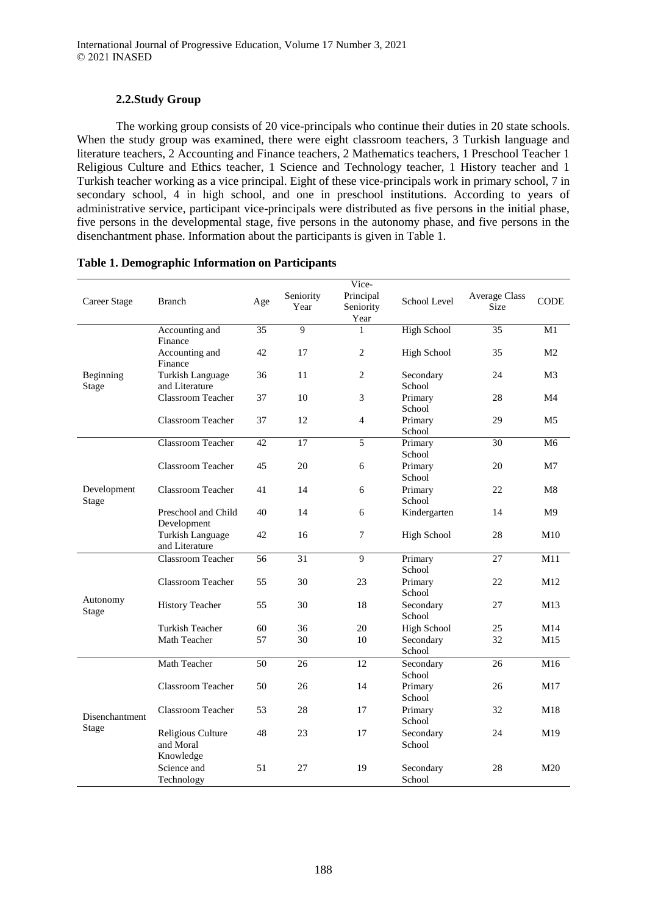### 2.2.Study Group

The working group consists of 20 vice-principals who continue their duties in 20 state schools. When the study group was examined, there were eight classroom teachers, 3 Turkish language and literature teachers, 2 Accounting and Finance teachers, 2 Mathematics teachers, 1 Preschool Teacher 1 Religious Culture and Ethics teacher, 1 Science and Technology teacher, 1 History teacher and 1 Turkish teacher working as a vice principal. Eight of these vice-principals work in primary school, 7 in secondary school, 4 in high school, and one in preschool institutions. According to years of administrative service, participant vice-principals were distributed as five persons in the initial phase, five persons in the developmental stage, five persons in the autonomy phase, and five persons in the disenchantment phase. Information about the participants is given in Table 1.

**Table 1. Demographic Information on Participants**

| Career Stage | Branch | Age | Seniority Year | Vice-Principal Seniority Year | School Level | Average Class Size | CODE |
|---|---|---|---|---|---|---|---|
| Beginning Stage | Accounting and Finance | 35 | 9 | 1 | High School | 35 | M1 |
| | Accounting and Finance | 42 | 17 | 2 | High School | 35 | M2 |
| | Turkish Language and Literature | 36 | 11 | 2 | Secondary School | 24 | M3 |
| | Classroom Teacher | 37 | 10 | 3 | Primary School | 28 | M4 |
| | Classroom Teacher | 37 | 12 | 4 | Primary School | 29 | M5 |
| Development Stage | Classroom Teacher | 42 | 17 | 5 | Primary School | 30 | M6 |
| | Classroom Teacher | 45 | 20 | 6 | Primary School | 20 | M7 |
| | Classroom Teacher | 41 | 14 | 6 | Primary School | 22 | M8 |
| | Preschool and Child Development | 40 | 14 | 6 | Kindergarten | 14 | M9 |
| | Turkish Language and Literature | 42 | 16 | 7 | High School | 28 | M10 |
| Autonomy Stage | Classroom Teacher | 56 | 31 | 9 | Primary School | 27 | M11 |
| | Classroom Teacher | 55 | 30 | 23 | Primary School | 22 | M12 |
| | History Teacher | 55 | 30 | 18 | Secondary School | 27 | M13 |
| | Turkish Teacher | 60 | 36 | 20 | High School | 25 | M14 |
| | Math Teacher | 57 | 30 | 10 | Secondary School | 32 | M15 |
| Disenchantment Stage | Math Teacher | 50 | 26 | 12 | Secondary School | 26 | M16 |
| | Classroom Teacher | 50 | 26 | 14 | Primary School | 26 | M17 |
| | Classroom Teacher | 53 | 28 | 17 | Primary School | 32 | M18 |
| | Religious Culture and Moral Knowledge | 48 | 23 | 17 | Secondary School | 24 | M19 |
| | Science and Technology | 51 | 27 | 19 | Secondary School | 28 | M20 |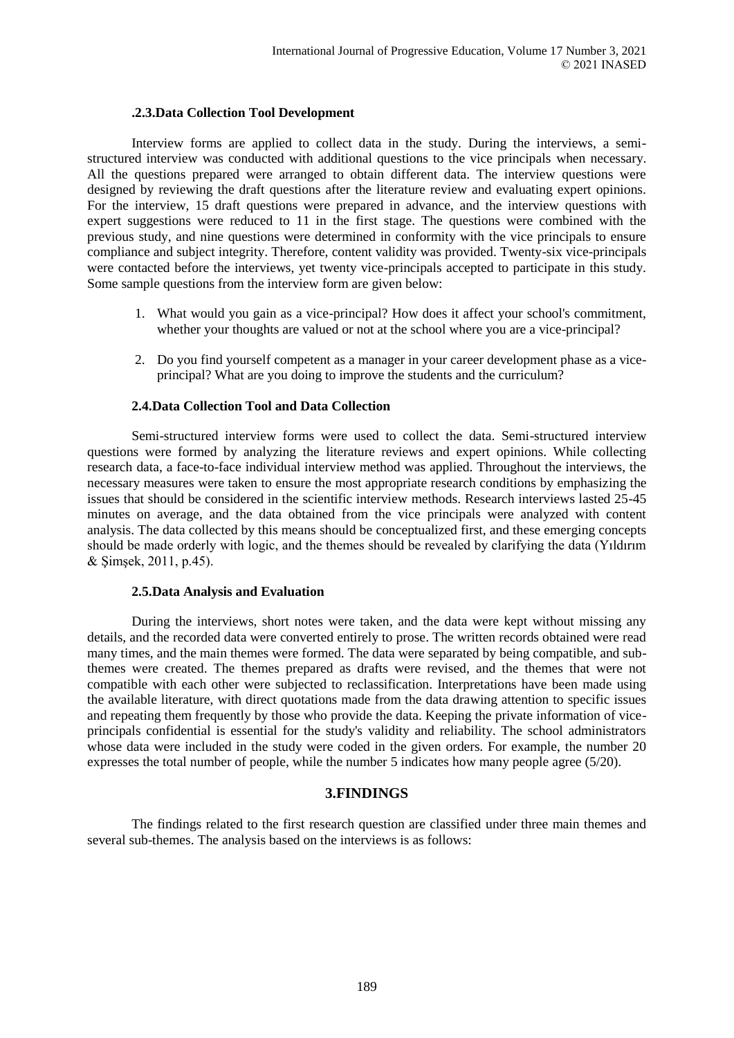### .2.3.Data Collection Tool Development

Interview forms are applied to collect data in the study. During the interviews, a semi-structured interview was conducted with additional questions to the vice principals when necessary. All the questions prepared were arranged to obtain different data. The interview questions were designed by reviewing the draft questions after the literature review and evaluating expert opinions. For the interview, 15 draft questions were prepared in advance, and the interview questions with expert suggestions were reduced to 11 in the first stage. The questions were combined with the previous study, and nine questions were determined in conformity with the vice principals to ensure compliance and subject integrity. Therefore, content validity was provided. Twenty-six vice-principals were contacted before the interviews, yet twenty vice-principals accepted to participate in this study. Some sample questions from the interview form are given below:

1. What would you gain as a vice-principal? How does it affect your school's commitment, whether your thoughts are valued or not at the school where you are a vice-principal?

2. Do you find yourself competent as a manager in your career development phase as a vice-principal? What are you doing to improve the students and the curriculum?

### 2.4.Data Collection Tool and Data Collection

Semi-structured interview forms were used to collect the data. Semi-structured interview questions were formed by analyzing the literature reviews and expert opinions. While collecting research data, a face-to-face individual interview method was applied. Throughout the interviews, the necessary measures were taken to ensure the most appropriate research conditions by emphasizing the issues that should be considered in the scientific interview methods. Research interviews lasted 25-45 minutes on average, and the data obtained from the vice principals were analyzed with content analysis. The data collected by this means should be conceptualized first, and these emerging concepts should be made orderly with logic, and the themes should be revealed by clarifying the data (Yıldırım & Şimşek, 2011, p.45).

### 2.5.Data Analysis and Evaluation

During the interviews, short notes were taken, and the data were kept without missing any details, and the recorded data were converted entirely to prose. The written records obtained were read many times, and the main themes were formed. The data were separated by being compatible, and sub-themes were created. The themes prepared as drafts were revised, and the themes that were not compatible with each other were subjected to reclassification. Interpretations have been made using the available literature, with direct quotations made from the data drawing attention to specific issues and repeating them frequently by those who provide the data. Keeping the private information of vice-principals confidential is essential for the study's validity and reliability. The school administrators whose data were included in the study were coded in the given orders. For example, the number 20 expresses the total number of people, while the number 5 indicates how many people agree (5/20).

## 3.FINDINGS

The findings related to the first research question are classified under three main themes and several sub-themes. The analysis based on the interviews is as follows: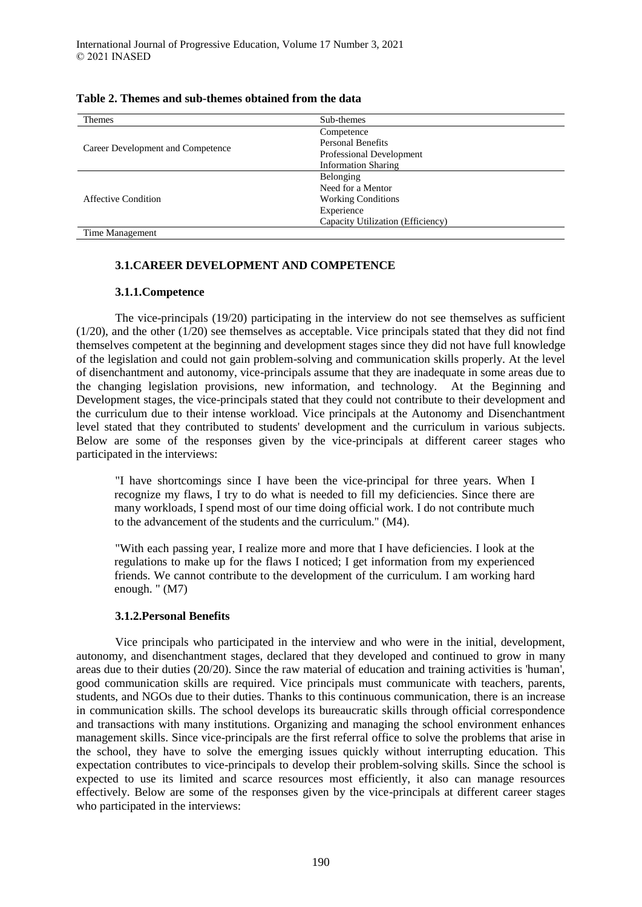**Table 2. Themes and sub-themes obtained from the data**

| Themes | Sub-themes |
|---|---|
| Career Development and Competence | Competence |
| | Personal Benefits |
| | Professional Development |
| | Information Sharing |
| Affective Condition | Belonging |
| | Need for a Mentor |
| | Working Conditions |
| | Experience |
| | Capacity Utilization (Efficiency) |
| Time Management | |

### 3.1.CAREER DEVELOPMENT AND COMPETENCE

#### 3.1.1.Competence

The vice-principals (19/20) participating in the interview do not see themselves as sufficient (1/20), and the other (1/20) see themselves as acceptable. Vice principals stated that they did not find themselves competent at the beginning and development stages since they did not have full knowledge of the legislation and could not gain problem-solving and communication skills properly. At the level of disenchantment and autonomy, vice-principals assume that they are inadequate in some areas due to the changing legislation provisions, new information, and technology. At the Beginning and Development stages, the vice-principals stated that they could not contribute to their development and the curriculum due to their intense workload. Vice principals at the Autonomy and Disenchantment level stated that they contributed to students' development and the curriculum in various subjects. Below are some of the responses given by the vice-principals at different career stages who participated in the interviews:

> "I have shortcomings since I have been the vice-principal for three years. When I recognize my flaws, I try to do what is needed to fill my deficiencies. Since there are many workloads, I spend most of our time doing official work. I do not contribute much to the advancement of the students and the curriculum." (M4).

> "With each passing year, I realize more and more that I have deficiencies. I look at the regulations to make up for the flaws I noticed; I get information from my experienced friends. We cannot contribute to the development of the curriculum. I am working hard enough. " (M7)

#### 3.1.2.Personal Benefits

Vice principals who participated in the interview and who were in the initial, development, autonomy, and disenchantment stages, declared that they developed and continued to grow in many areas due to their duties (20/20). Since the raw material of education and training activities is 'human', good communication skills are required. Vice principals must communicate with teachers, parents, students, and NGOs due to their duties. Thanks to this continuous communication, there is an increase in communication skills. The school develops its bureaucratic skills through official correspondence and transactions with many institutions. Organizing and managing the school environment enhances management skills. Since vice-principals are the first referral office to solve the problems that arise in the school, they have to solve the emerging issues quickly without interrupting education. This expectation contributes to vice-principals to develop their problem-solving skills. Since the school is expected to use its limited and scarce resources most efficiently, it also can manage resources effectively. Below are some of the responses given by the vice-principals at different career stages who participated in the interviews: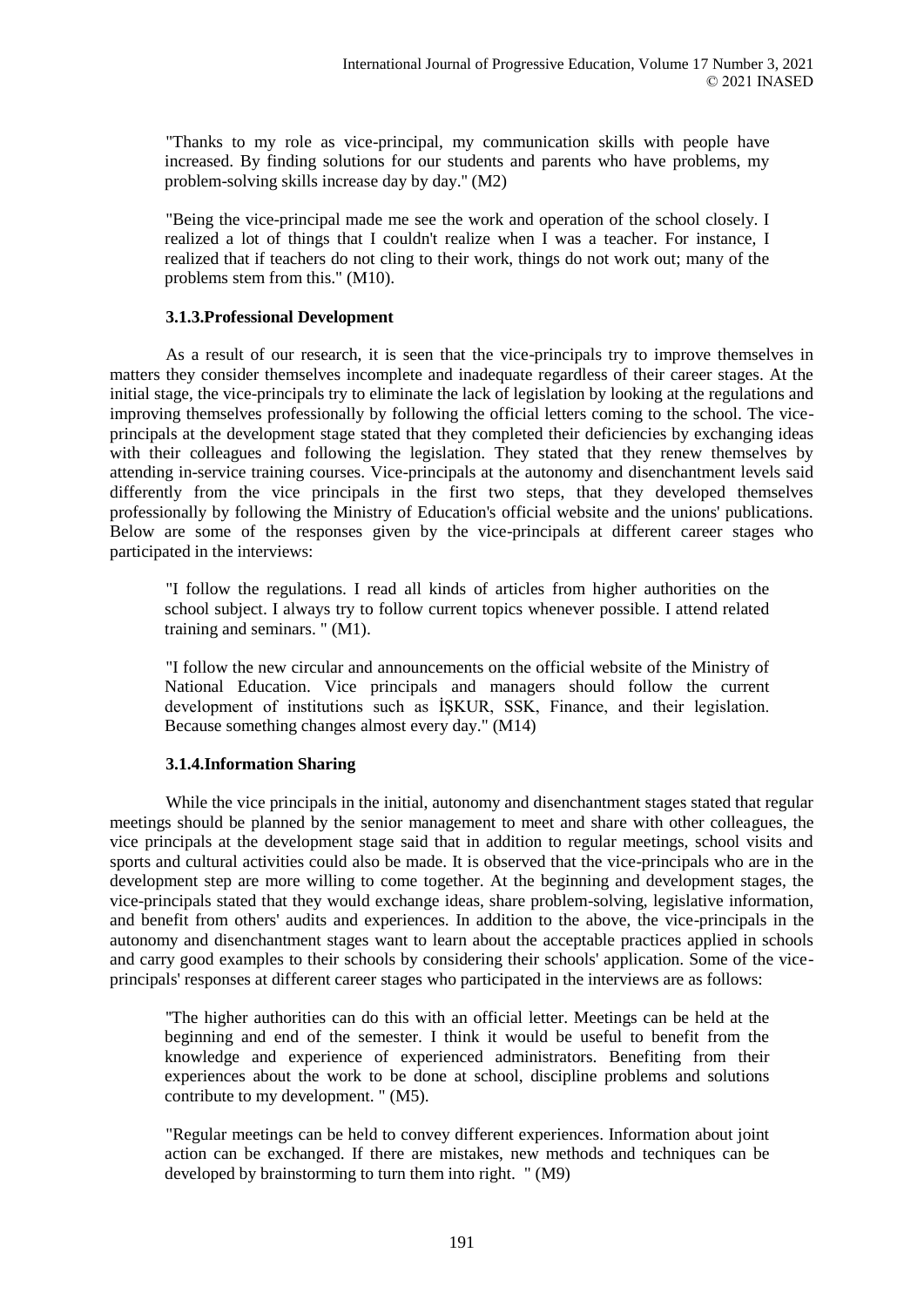> "Thanks to my role as vice-principal, my communication skills with people have increased. By finding solutions for our students and parents who have problems, my problem-solving skills increase day by day." (M2)

> "Being the vice-principal made me see the work and operation of the school closely. I realized a lot of things that I couldn't realize when I was a teacher. For instance, I realized that if teachers do not cling to their work, things do not work out; many of the problems stem from this." (M10).

### 3.1.3.Professional Development

As a result of our research, it is seen that the vice-principals try to improve themselves in matters they consider themselves incomplete and inadequate regardless of their career stages. At the initial stage, the vice-principals try to eliminate the lack of legislation by looking at the regulations and improving themselves professionally by following the official letters coming to the school. The vice-principals at the development stage stated that they completed their deficiencies by exchanging ideas with their colleagues and following the legislation. They stated that they renew themselves by attending in-service training courses. Vice-principals at the autonomy and disenchantment levels said differently from the vice principals in the first two steps, that they developed themselves professionally by following the Ministry of Education's official website and the unions' publications. Below are some of the responses given by the vice-principals at different career stages who participated in the interviews:

> "I follow the regulations. I read all kinds of articles from higher authorities on the school subject. I always try to follow current topics whenever possible. I attend related training and seminars. " (M1).

> "I follow the new circular and announcements on the official website of the Ministry of National Education. Vice principals and managers should follow the current development of institutions such as İŞKUR, SSK, Finance, and their legislation. Because something changes almost every day." (M14)

### 3.1.4.Information Sharing

While the vice principals in the initial, autonomy and disenchantment stages stated that regular meetings should be planned by the senior management to meet and share with other colleagues, the vice principals at the development stage said that in addition to regular meetings, school visits and sports and cultural activities could also be made. It is observed that the vice-principals who are in the development step are more willing to come together. At the beginning and development stages, the vice-principals stated that they would exchange ideas, share problem-solving, legislative information, and benefit from others' audits and experiences. In addition to the above, the vice-principals in the autonomy and disenchantment stages want to learn about the acceptable practices applied in schools and carry good examples to their schools by considering their schools' application. Some of the vice-principals' responses at different career stages who participated in the interviews are as follows:

> "The higher authorities can do this with an official letter. Meetings can be held at the beginning and end of the semester. I think it would be useful to benefit from the knowledge and experience of experienced administrators. Benefiting from their experiences about the work to be done at school, discipline problems and solutions contribute to my development. " (M5).

> "Regular meetings can be held to convey different experiences. Information about joint action can be exchanged. If there are mistakes, new methods and techniques can be developed by brainstorming to turn them into right. " (M9)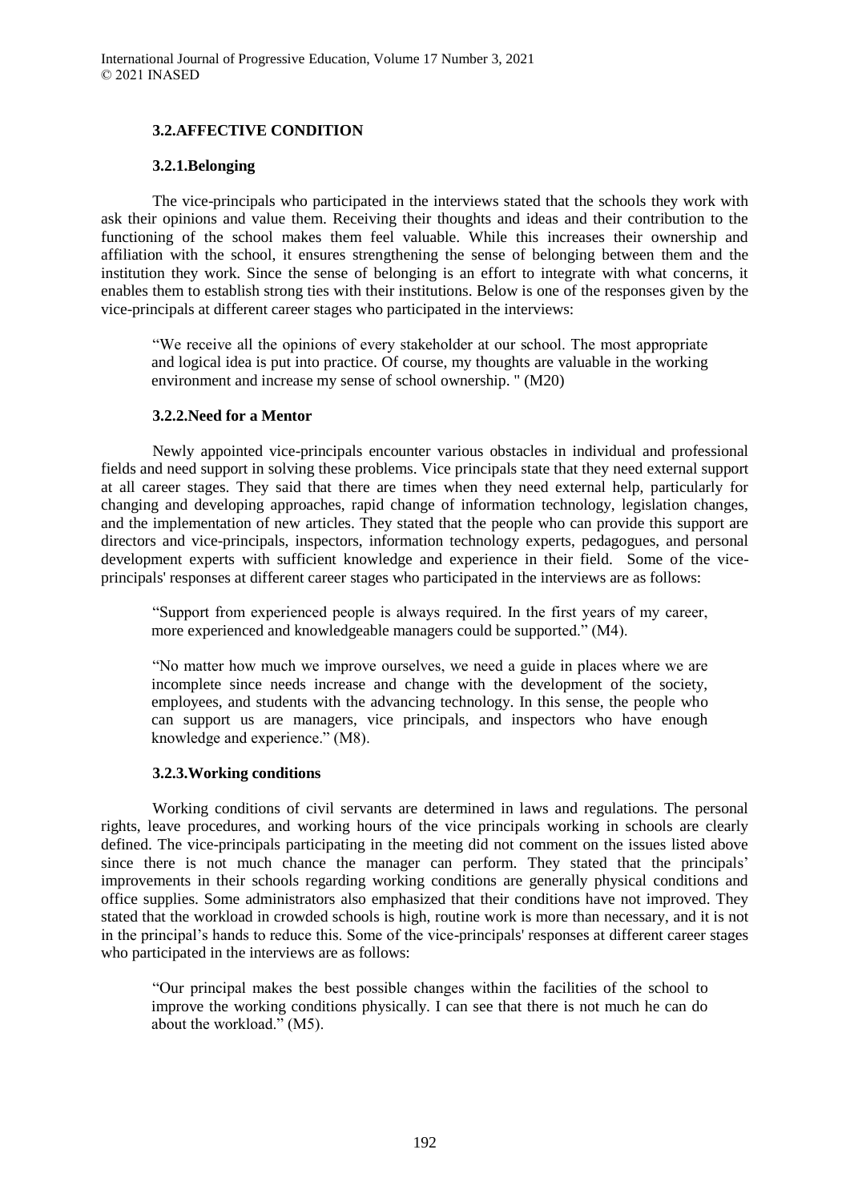### 3.2.AFFECTIVE CONDITION

#### 3.2.1.Belonging

The vice-principals who participated in the interviews stated that the schools they work with ask their opinions and value them. Receiving their thoughts and ideas and their contribution to the functioning of the school makes them feel valuable. While this increases their ownership and affiliation with the school, it ensures strengthening the sense of belonging between them and the institution they work. Since the sense of belonging is an effort to integrate with what concerns, it enables them to establish strong ties with their institutions. Below is one of the responses given by the vice-principals at different career stages who participated in the interviews:

> "We receive all the opinions of every stakeholder at our school. The most appropriate and logical idea is put into practice. Of course, my thoughts are valuable in the working environment and increase my sense of school ownership. " (M20)

#### 3.2.2.Need for a Mentor

Newly appointed vice-principals encounter various obstacles in individual and professional fields and need support in solving these problems. Vice principals state that they need external support at all career stages. They said that there are times when they need external help, particularly for changing and developing approaches, rapid change of information technology, legislation changes, and the implementation of new articles. They stated that the people who can provide this support are directors and vice-principals, inspectors, information technology experts, pedagogues, and personal development experts with sufficient knowledge and experience in their field. Some of the vice-principals' responses at different career stages who participated in the interviews are as follows:

> "Support from experienced people is always required. In the first years of my career, more experienced and knowledgeable managers could be supported." (M4).

> "No matter how much we improve ourselves, we need a guide in places where we are incomplete since needs increase and change with the development of the society, employees, and students with the advancing technology. In this sense, the people who can support us are managers, vice principals, and inspectors who have enough knowledge and experience." (M8).

#### 3.2.3.Working conditions

Working conditions of civil servants are determined in laws and regulations. The personal rights, leave procedures, and working hours of the vice principals working in schools are clearly defined. The vice-principals participating in the meeting did not comment on the issues listed above since there is not much chance the manager can perform. They stated that the principals' improvements in their schools regarding working conditions are generally physical conditions and office supplies. Some administrators also emphasized that their conditions have not improved. They stated that the workload in crowded schools is high, routine work is more than necessary, and it is not in the principal's hands to reduce this. Some of the vice-principals' responses at different career stages who participated in the interviews are as follows:

> "Our principal makes the best possible changes within the facilities of the school to improve the working conditions physically. I can see that there is not much he can do about the workload." (M5).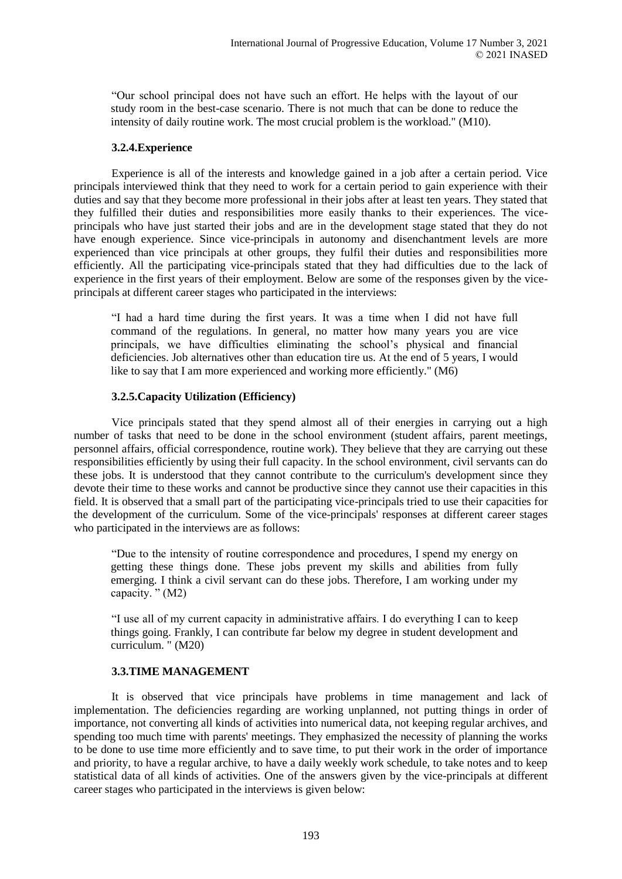"Our school principal does not have such an effort. He helps with the layout of our study room in the best-case scenario. There is not much that can be done to reduce the intensity of daily routine work. The most crucial problem is the workload." (M10).

### 3.2.4.Experience

Experience is all of the interests and knowledge gained in a job after a certain period. Vice principals interviewed think that they need to work for a certain period to gain experience with their duties and say that they become more professional in their jobs after at least ten years. They stated that they fulfilled their duties and responsibilities more easily thanks to their experiences. The vice-principals who have just started their jobs and are in the development stage stated that they do not have enough experience. Since vice-principals in autonomy and disenchantment levels are more experienced than vice principals at other groups, they fulfil their duties and responsibilities more efficiently. All the participating vice-principals stated that they had difficulties due to the lack of experience in the first years of their employment. Below are some of the responses given by the vice-principals at different career stages who participated in the interviews:

"I had a hard time during the first years. It was a time when I did not have full command of the regulations. In general, no matter how many years you are vice principals, we have difficulties eliminating the school's physical and financial deficiencies. Job alternatives other than education tire us. At the end of 5 years, I would like to say that I am more experienced and working more efficiently." (M6)

### 3.2.5.Capacity Utilization (Efficiency)

Vice principals stated that they spend almost all of their energies in carrying out a high number of tasks that need to be done in the school environment (student affairs, parent meetings, personnel affairs, official correspondence, routine work). They believe that they are carrying out these responsibilities efficiently by using their full capacity. In the school environment, civil servants can do these jobs. It is understood that they cannot contribute to the curriculum's development since they devote their time to these works and cannot be productive since they cannot use their capacities in this field. It is observed that a small part of the participating vice-principals tried to use their capacities for the development of the curriculum. Some of the vice-principals' responses at different career stages who participated in the interviews are as follows:

"Due to the intensity of routine correspondence and procedures, I spend my energy on getting these things done. These jobs prevent my skills and abilities from fully emerging. I think a civil servant can do these jobs. Therefore, I am working under my capacity. " (M2)

"I use all of my current capacity in administrative affairs. I do everything I can to keep things going. Frankly, I can contribute far below my degree in student development and curriculum. " (M20)

## 3.3.TIME MANAGEMENT

It is observed that vice principals have problems in time management and lack of implementation. The deficiencies regarding are working unplanned, not putting things in order of importance, not converting all kinds of activities into numerical data, not keeping regular archives, and spending too much time with parents' meetings. They emphasized the necessity of planning the works to be done to use time more efficiently and to save time, to put their work in the order of importance and priority, to have a regular archive, to have a daily weekly work schedule, to take notes and to keep statistical data of all kinds of activities. One of the answers given by the vice-principals at different career stages who participated in the interviews is given below: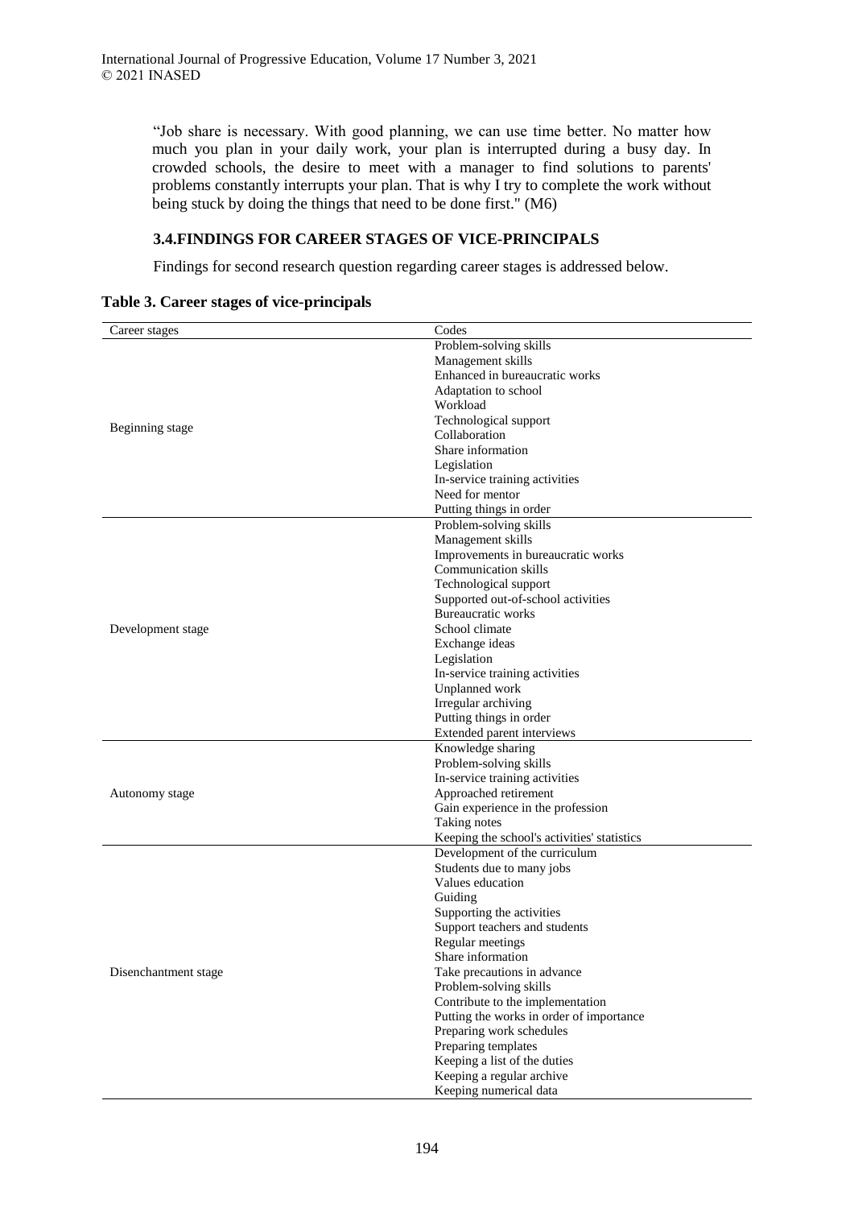"Job share is necessary. With good planning, we can use time better. No matter how much you plan in your daily work, your plan is interrupted during a busy day. In crowded schools, the desire to meet with a manager to find solutions to parents' problems constantly interrupts your plan. That is why I try to complete the work without being stuck by doing the things that need to be done first." (M6)

### 3.4.FINDINGS FOR CAREER STAGES OF VICE-PRINCIPALS

Findings for second research question regarding career stages is addressed below.

**Table 3. Career stages of vice-principals**

| Career stages | Codes |
|---|---|
| Beginning stage | Problem-solving skills |
| | Management skills |
| | Enhanced in bureaucratic works |
| | Adaptation to school |
| | Workload |
| | Technological support |
| | Collaboration |
| | Share information |
| | Legislation |
| | In-service training activities |
| | Need for mentor |
| | Putting things in order |
| Development stage | Problem-solving skills |
| | Management skills |
| | Improvements in bureaucratic works |
| | Communication skills |
| | Technological support |
| | Supported out-of-school activities |
| | Bureaucratic works |
| | School climate |
| | Exchange ideas |
| | Legislation |
| | In-service training activities |
| | Unplanned work |
| | Irregular archiving |
| | Putting things in order |
| | Extended parent interviews |
| Autonomy stage | Knowledge sharing |
| | Problem-solving skills |
| | In-service training activities |
| | Approached retirement |
| | Gain experience in the profession |
| | Taking notes |
| | Keeping the school's activities' statistics |
| Disenchantment stage | Development of the curriculum |
| | Students due to many jobs |
| | Values education |
| | Guiding |
| | Supporting the activities |
| | Support teachers and students |
| | Regular meetings |
| | Share information |
| | Take precautions in advance |
| | Problem-solving skills |
| | Contribute to the implementation |
| | Putting the works in order of importance |
| | Preparing work schedules |
| | Preparing templates |
| | Keeping a list of the duties |
| | Keeping a regular archive |
| | Keeping numerical data |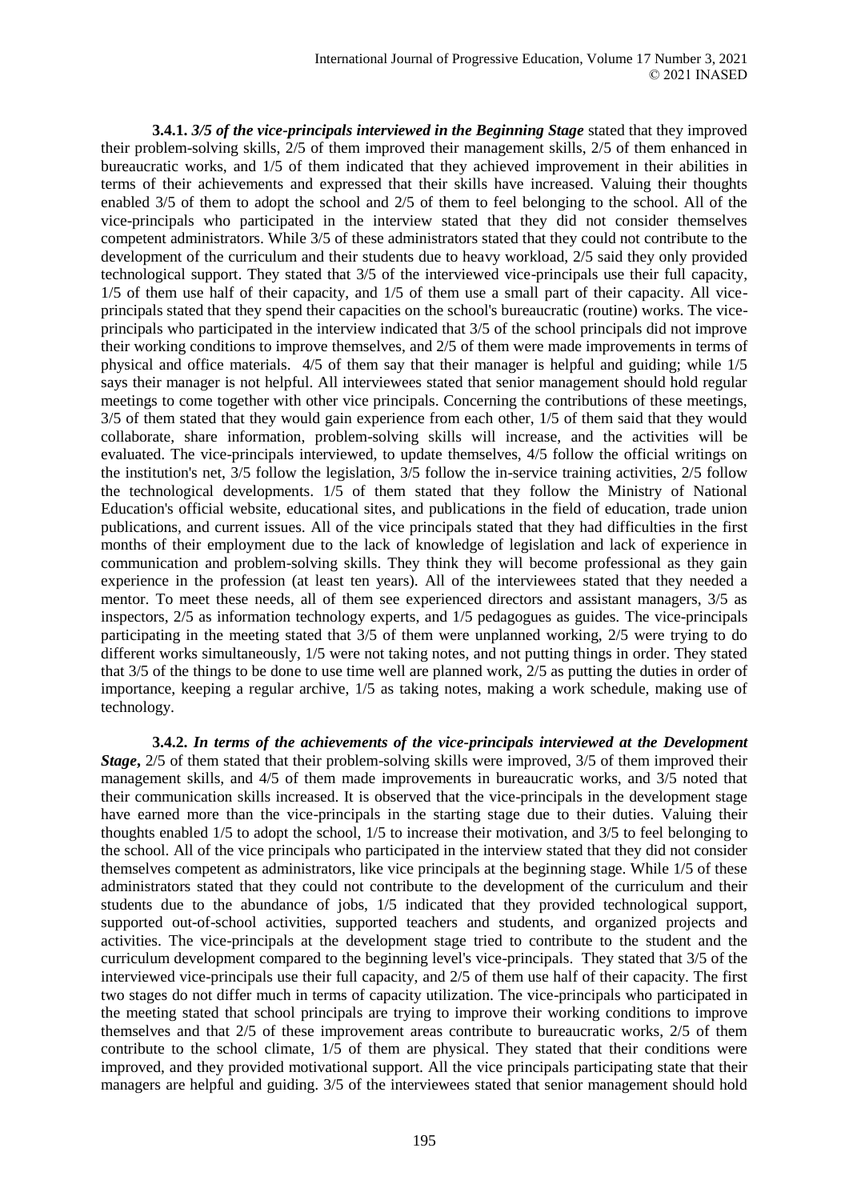**3.4.1.** ***3/5 of the vice-principals interviewed in the Beginning Stage*** stated that they improved their problem-solving skills, 2/5 of them improved their management skills, 2/5 of them enhanced in bureaucratic works, and 1/5 of them indicated that they achieved improvement in their abilities in terms of their achievements and expressed that their skills have increased. Valuing their thoughts enabled 3/5 of them to adopt the school and 2/5 of them to feel belonging to the school. All of the vice-principals who participated in the interview stated that they did not consider themselves competent administrators. While 3/5 of these administrators stated that they could not contribute to the development of the curriculum and their students due to heavy workload, 2/5 said they only provided technological support. They stated that 3/5 of the interviewed vice-principals use their full capacity, 1/5 of them use half of their capacity, and 1/5 of them use a small part of their capacity. All vice-principals stated that they spend their capacities on the school's bureaucratic (routine) works. The vice-principals who participated in the interview indicated that 3/5 of the school principals did not improve their working conditions to improve themselves, and 2/5 of them were made improvements in terms of physical and office materials. 4/5 of them say that their manager is helpful and guiding; while 1/5 says their manager is not helpful. All interviewees stated that senior management should hold regular meetings to come together with other vice principals. Concerning the contributions of these meetings, 3/5 of them stated that they would gain experience from each other, 1/5 of them said that they would collaborate, share information, problem-solving skills will increase, and the activities will be evaluated. The vice-principals interviewed, to update themselves, 4/5 follow the official writings on the institution's net, 3/5 follow the legislation, 3/5 follow the in-service training activities, 2/5 follow the technological developments. 1/5 of them stated that they follow the Ministry of National Education's official website, educational sites, and publications in the field of education, trade union publications, and current issues. All of the vice principals stated that they had difficulties in the first months of their employment due to the lack of knowledge of legislation and lack of experience in communication and problem-solving skills. They think they will become professional as they gain experience in the profession (at least ten years). All of the interviewees stated that they needed a mentor. To meet these needs, all of them see experienced directors and assistant managers, 3/5 as inspectors, 2/5 as information technology experts, and 1/5 pedagogues as guides. The vice-principals participating in the meeting stated that 3/5 of them were unplanned working, 2/5 were trying to do different works simultaneously, 1/5 were not taking notes, and not putting things in order. They stated that 3/5 of the things to be done to use time well are planned work, 2/5 as putting the duties in order of importance, keeping a regular archive, 1/5 as taking notes, making a work schedule, making use of technology.

**3.4.2.** ***In terms of the achievements of the vice-principals interviewed at the Development Stage***, 2/5 of them stated that their problem-solving skills were improved, 3/5 of them improved their management skills, and 4/5 of them made improvements in bureaucratic works, and 3/5 noted that their communication skills increased. It is observed that the vice-principals in the development stage have earned more than the vice-principals in the starting stage due to their duties. Valuing their thoughts enabled 1/5 to adopt the school, 1/5 to increase their motivation, and 3/5 to feel belonging to the school. All of the vice principals who participated in the interview stated that they did not consider themselves competent as administrators, like vice principals at the beginning stage. While 1/5 of these administrators stated that they could not contribute to the development of the curriculum and their students due to the abundance of jobs, 1/5 indicated that they provided technological support, supported out-of-school activities, supported teachers and students, and organized projects and activities. The vice-principals at the development stage tried to contribute to the student and the curriculum development compared to the beginning level's vice-principals. They stated that 3/5 of the interviewed vice-principals use their full capacity, and 2/5 of them use half of their capacity. The first two stages do not differ much in terms of capacity utilization. The vice-principals who participated in the meeting stated that school principals are trying to improve their working conditions to improve themselves and that 2/5 of these improvement areas contribute to bureaucratic works, 2/5 of them contribute to the school climate, 1/5 of them are physical. They stated that their conditions were improved, and they provided motivational support. All the vice principals participating state that their managers are helpful and guiding. 3/5 of the interviewees stated that senior management should hold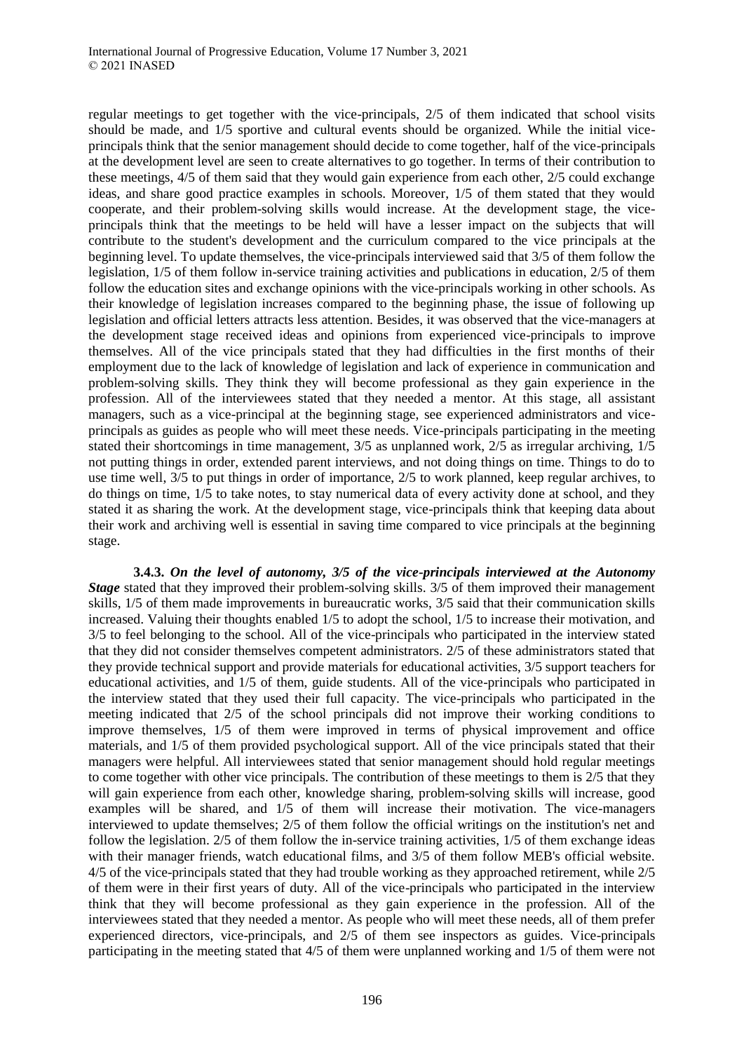regular meetings to get together with the vice-principals, 2/5 of them indicated that school visits should be made, and 1/5 sportive and cultural events should be organized. While the initial vice-principals think that the senior management should decide to come together, half of the vice-principals at the development level are seen to create alternatives to go together. In terms of their contribution to these meetings, 4/5 of them said that they would gain experience from each other, 2/5 could exchange ideas, and share good practice examples in schools. Moreover, 1/5 of them stated that they would cooperate, and their problem-solving skills would increase. At the development stage, the vice-principals think that the meetings to be held will have a lesser impact on the subjects that will contribute to the student's development and the curriculum compared to the vice principals at the beginning level. To update themselves, the vice-principals interviewed said that 3/5 of them follow the legislation, 1/5 of them follow in-service training activities and publications in education, 2/5 of them follow the education sites and exchange opinions with the vice-principals working in other schools. As their knowledge of legislation increases compared to the beginning phase, the issue of following up legislation and official letters attracts less attention. Besides, it was observed that the vice-managers at the development stage received ideas and opinions from experienced vice-principals to improve themselves. All of the vice principals stated that they had difficulties in the first months of their employment due to the lack of knowledge of legislation and lack of experience in communication and problem-solving skills. They think they will become professional as they gain experience in the profession. All of the interviewees stated that they needed a mentor. At this stage, all assistant managers, such as a vice-principal at the beginning stage, see experienced administrators and vice-principals as guides as people who will meet these needs. Vice-principals participating in the meeting stated their shortcomings in time management, 3/5 as unplanned work, 2/5 as irregular archiving, 1/5 not putting things in order, extended parent interviews, and not doing things on time. Things to do to use time well, 3/5 to put things in order of importance, 2/5 to work planned, keep regular archives, to do things on time, 1/5 to take notes, to stay numerical data of every activity done at school, and they stated it as sharing the work. At the development stage, vice-principals think that keeping data about their work and archiving well is essential in saving time compared to vice principals at the beginning stage.

**3.4.3.** ***On the level of autonomy, 3/5 of the vice-principals interviewed at the Autonomy Stage*** stated that they improved their problem-solving skills. 3/5 of them improved their management skills, 1/5 of them made improvements in bureaucratic works, 3/5 said that their communication skills increased. Valuing their thoughts enabled 1/5 to adopt the school, 1/5 to increase their motivation, and 3/5 to feel belonging to the school. All of the vice-principals who participated in the interview stated that they did not consider themselves competent administrators. 2/5 of these administrators stated that they provide technical support and provide materials for educational activities, 3/5 support teachers for educational activities, and 1/5 of them, guide students. All of the vice-principals who participated in the interview stated that they used their full capacity. The vice-principals who participated in the meeting indicated that 2/5 of the school principals did not improve their working conditions to improve themselves, 1/5 of them were improved in terms of physical improvement and office materials, and 1/5 of them provided psychological support. All of the vice principals stated that their managers were helpful. All interviewees stated that senior management should hold regular meetings to come together with other vice principals. The contribution of these meetings to them is 2/5 that they will gain experience from each other, knowledge sharing, problem-solving skills will increase, good examples will be shared, and 1/5 of them will increase their motivation. The vice-managers interviewed to update themselves; 2/5 of them follow the official writings on the institution's net and follow the legislation. 2/5 of them follow the in-service training activities, 1/5 of them exchange ideas with their manager friends, watch educational films, and 3/5 of them follow MEB's official website. 4/5 of the vice-principals stated that they had trouble working as they approached retirement, while 2/5 of them were in their first years of duty. All of the vice-principals who participated in the interview think that they will become professional as they gain experience in the profession. All of the interviewees stated that they needed a mentor. As people who will meet these needs, all of them prefer experienced directors, vice-principals, and 2/5 of them see inspectors as guides. Vice-principals participating in the meeting stated that 4/5 of them were unplanned working and 1/5 of them were not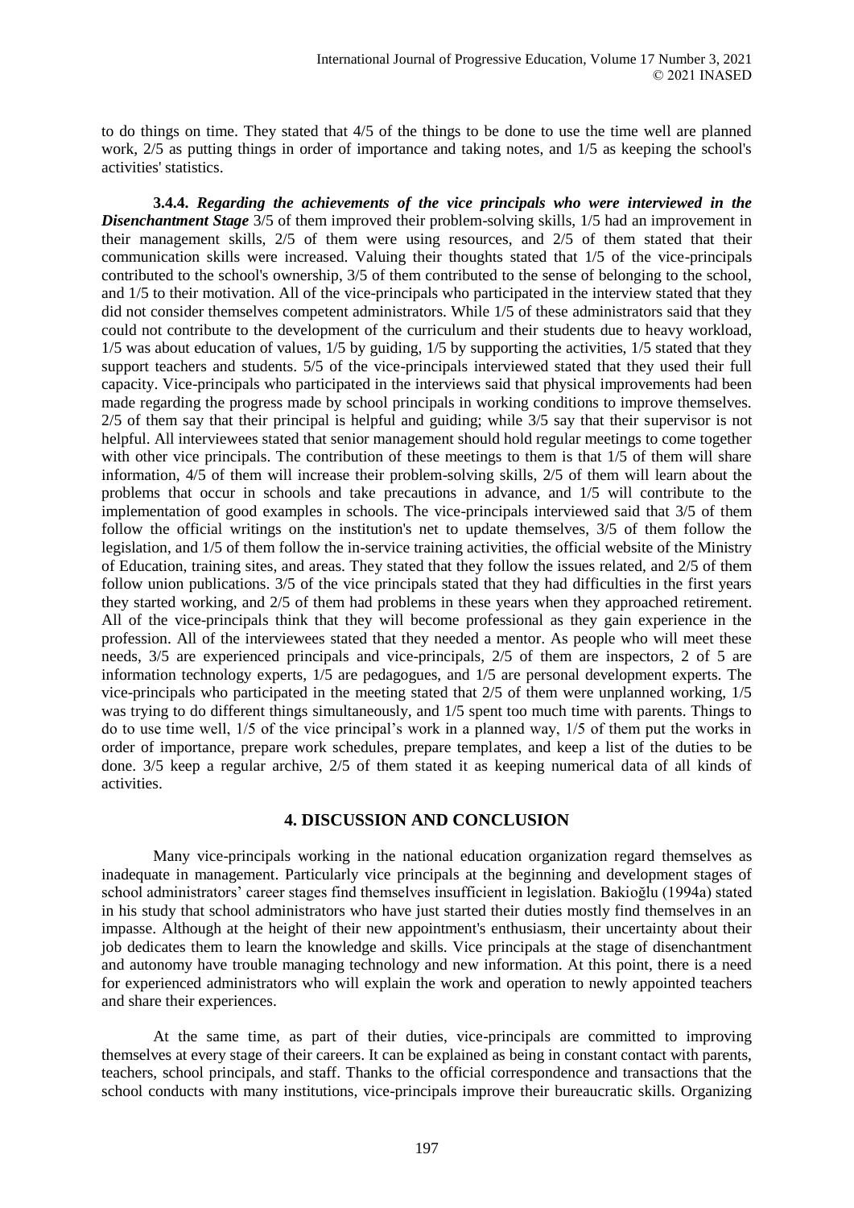to do things on time. They stated that 4/5 of the things to be done to use the time well are planned work, 2/5 as putting things in order of importance and taking notes, and 1/5 as keeping the school's activities' statistics.

**3.4.4.** ***Regarding the achievements of the vice principals who were interviewed in the Disenchantment Stage*** 3/5 of them improved their problem-solving skills, 1/5 had an improvement in their management skills, 2/5 of them were using resources, and 2/5 of them stated that their communication skills were increased. Valuing their thoughts stated that 1/5 of the vice-principals contributed to the school's ownership, 3/5 of them contributed to the sense of belonging to the school, and 1/5 to their motivation. All of the vice-principals who participated in the interview stated that they did not consider themselves competent administrators. While 1/5 of these administrators said that they could not contribute to the development of the curriculum and their students due to heavy workload, 1/5 was about education of values, 1/5 by guiding, 1/5 by supporting the activities, 1/5 stated that they support teachers and students. 5/5 of the vice-principals interviewed stated that they used their full capacity. Vice-principals who participated in the interviews said that physical improvements had been made regarding the progress made by school principals in working conditions to improve themselves. 2/5 of them say that their principal is helpful and guiding; while 3/5 say that their supervisor is not helpful. All interviewees stated that senior management should hold regular meetings to come together with other vice principals. The contribution of these meetings to them is that 1/5 of them will share information, 4/5 of them will increase their problem-solving skills, 2/5 of them will learn about the problems that occur in schools and take precautions in advance, and 1/5 will contribute to the implementation of good examples in schools. The vice-principals interviewed said that 3/5 of them follow the official writings on the institution's net to update themselves, 3/5 of them follow the legislation, and 1/5 of them follow the in-service training activities, the official website of the Ministry of Education, training sites, and areas. They stated that they follow the issues related, and 2/5 of them follow union publications. 3/5 of the vice principals stated that they had difficulties in the first years they started working, and 2/5 of them had problems in these years when they approached retirement. All of the vice-principals think that they will become professional as they gain experience in the profession. All of the interviewees stated that they needed a mentor. As people who will meet these needs, 3/5 are experienced principals and vice-principals, 2/5 of them are inspectors, 2 of 5 are information technology experts, 1/5 are pedagogues, and 1/5 are personal development experts. The vice-principals who participated in the meeting stated that 2/5 of them were unplanned working, 1/5 was trying to do different things simultaneously, and 1/5 spent too much time with parents. Things to do to use time well, 1/5 of the vice principal's work in a planned way, 1/5 of them put the works in order of importance, prepare work schedules, prepare templates, and keep a list of the duties to be done. 3/5 keep a regular archive, 2/5 of them stated it as keeping numerical data of all kinds of activities.

## 4. DISCUSSION AND CONCLUSION

Many vice-principals working in the national education organization regard themselves as inadequate in management. Particularly vice principals at the beginning and development stages of school administrators' career stages find themselves insufficient in legislation. Bakioğlu (1994a) stated in his study that school administrators who have just started their duties mostly find themselves in an impasse. Although at the height of their new appointment's enthusiasm, their uncertainty about their job dedicates them to learn the knowledge and skills. Vice principals at the stage of disenchantment and autonomy have trouble managing technology and new information. At this point, there is a need for experienced administrators who will explain the work and operation to newly appointed teachers and share their experiences.

At the same time, as part of their duties, vice-principals are committed to improving themselves at every stage of their careers. It can be explained as being in constant contact with parents, teachers, school principals, and staff. Thanks to the official correspondence and transactions that the school conducts with many institutions, vice-principals improve their bureaucratic skills. Organizing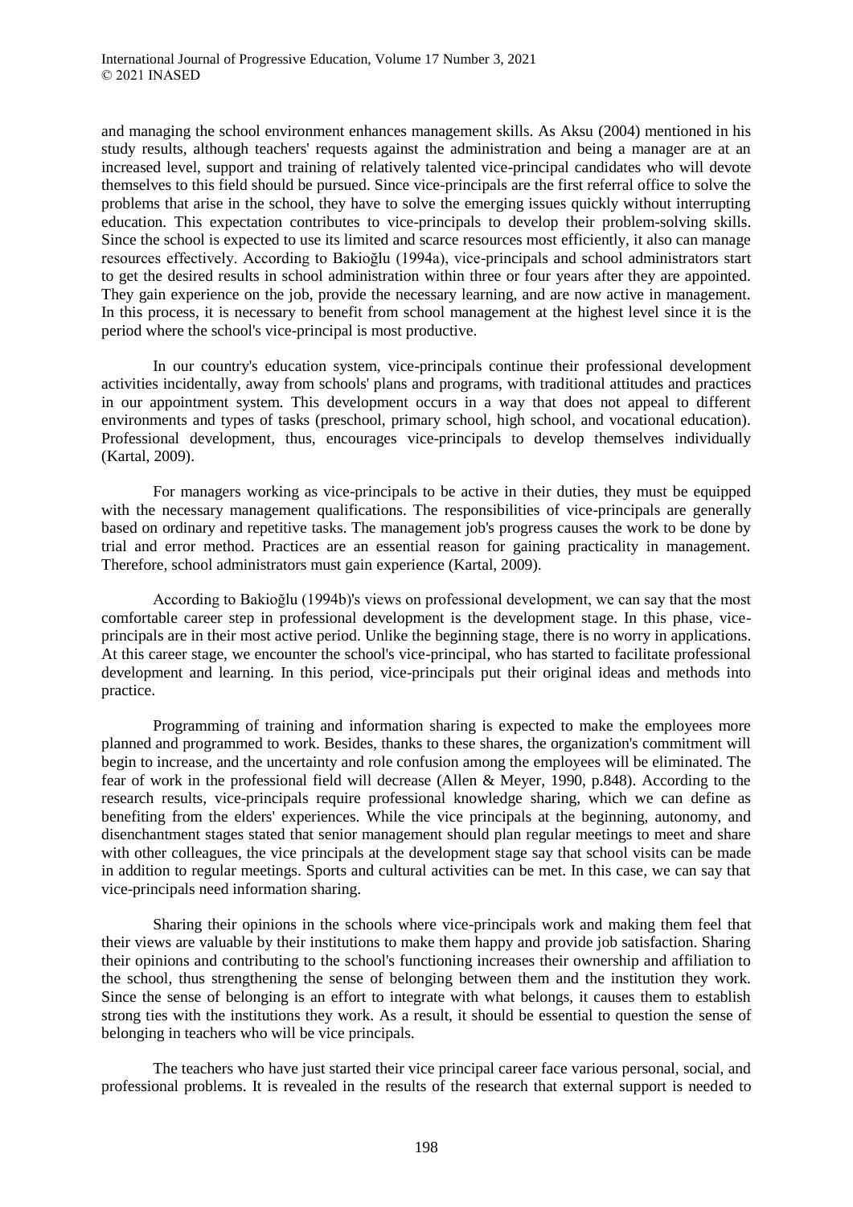and managing the school environment enhances management skills. As Aksu (2004) mentioned in his study results, although teachers' requests against the administration and being a manager are at an increased level, support and training of relatively talented vice-principal candidates who will devote themselves to this field should be pursued. Since vice-principals are the first referral office to solve the problems that arise in the school, they have to solve the emerging issues quickly without interrupting education. This expectation contributes to vice-principals to develop their problem-solving skills. Since the school is expected to use its limited and scarce resources most efficiently, it also can manage resources effectively. According to Bakioğlu (1994a), vice-principals and school administrators start to get the desired results in school administration within three or four years after they are appointed. They gain experience on the job, provide the necessary learning, and are now active in management. In this process, it is necessary to benefit from school management at the highest level since it is the period where the school's vice-principal is most productive.

In our country's education system, vice-principals continue their professional development activities incidentally, away from schools' plans and programs, with traditional attitudes and practices in our appointment system. This development occurs in a way that does not appeal to different environments and types of tasks (preschool, primary school, high school, and vocational education). Professional development, thus, encourages vice-principals to develop themselves individually (Kartal, 2009).

For managers working as vice-principals to be active in their duties, they must be equipped with the necessary management qualifications. The responsibilities of vice-principals are generally based on ordinary and repetitive tasks. The management job's progress causes the work to be done by trial and error method. Practices are an essential reason for gaining practicality in management. Therefore, school administrators must gain experience (Kartal, 2009).

According to Bakioğlu (1994b)'s views on professional development, we can say that the most comfortable career step in professional development is the development stage. In this phase, vice-principals are in their most active period. Unlike the beginning stage, there is no worry in applications. At this career stage, we encounter the school's vice-principal, who has started to facilitate professional development and learning. In this period, vice-principals put their original ideas and methods into practice.

Programming of training and information sharing is expected to make the employees more planned and programmed to work. Besides, thanks to these shares, the organization's commitment will begin to increase, and the uncertainty and role confusion among the employees will be eliminated. The fear of work in the professional field will decrease (Allen & Meyer, 1990, p.848). According to the research results, vice-principals require professional knowledge sharing, which we can define as benefiting from the elders' experiences. While the vice principals at the beginning, autonomy, and disenchantment stages stated that senior management should plan regular meetings to meet and share with other colleagues, the vice principals at the development stage say that school visits can be made in addition to regular meetings. Sports and cultural activities can be met. In this case, we can say that vice-principals need information sharing.

Sharing their opinions in the schools where vice-principals work and making them feel that their views are valuable by their institutions to make them happy and provide job satisfaction. Sharing their opinions and contributing to the school's functioning increases their ownership and affiliation to the school, thus strengthening the sense of belonging between them and the institution they work. Since the sense of belonging is an effort to integrate with what belongs, it causes them to establish strong ties with the institutions they work. As a result, it should be essential to question the sense of belonging in teachers who will be vice principals.

The teachers who have just started their vice principal career face various personal, social, and professional problems. It is revealed in the results of the research that external support is needed to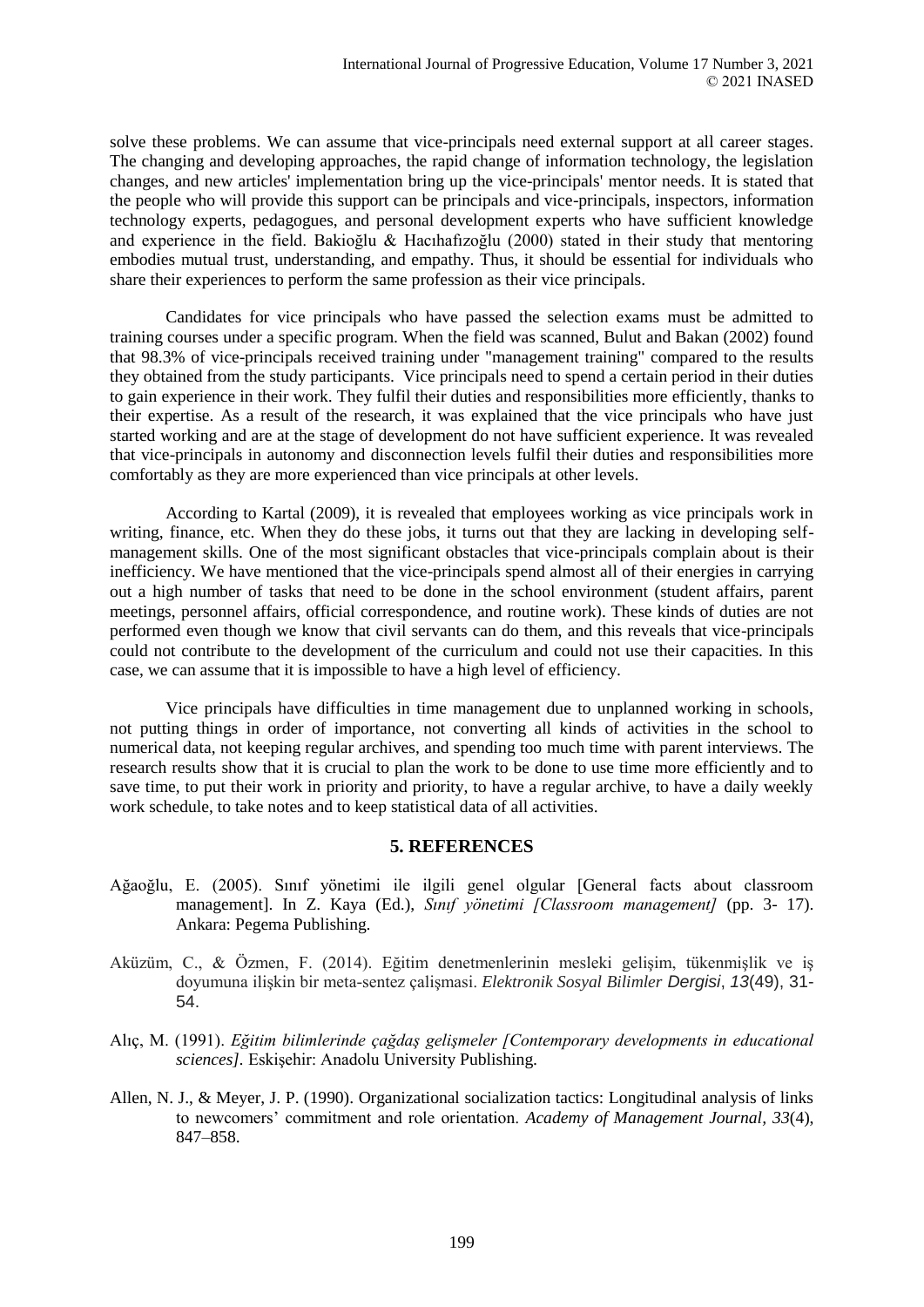solve these problems. We can assume that vice-principals need external support at all career stages. The changing and developing approaches, the rapid change of information technology, the legislation changes, and new articles' implementation bring up the vice-principals' mentor needs. It is stated that the people who will provide this support can be principals and vice-principals, inspectors, information technology experts, pedagogues, and personal development experts who have sufficient knowledge and experience in the field. Bakioğlu & Hacıhafızoğlu (2000) stated in their study that mentoring embodies mutual trust, understanding, and empathy. Thus, it should be essential for individuals who share their experiences to perform the same profession as their vice principals.

Candidates for vice principals who have passed the selection exams must be admitted to training courses under a specific program. When the field was scanned, Bulut and Bakan (2002) found that 98.3% of vice-principals received training under "management training" compared to the results they obtained from the study participants. Vice principals need to spend a certain period in their duties to gain experience in their work. They fulfil their duties and responsibilities more efficiently, thanks to their expertise. As a result of the research, it was explained that the vice principals who have just started working and are at the stage of development do not have sufficient experience. It was revealed that vice-principals in autonomy and disconnection levels fulfil their duties and responsibilities more comfortably as they are more experienced than vice principals at other levels.

According to Kartal (2009), it is revealed that employees working as vice principals work in writing, finance, etc. When they do these jobs, it turns out that they are lacking in developing self-management skills. One of the most significant obstacles that vice-principals complain about is their inefficiency. We have mentioned that the vice-principals spend almost all of their energies in carrying out a high number of tasks that need to be done in the school environment (student affairs, parent meetings, personnel affairs, official correspondence, and routine work). These kinds of duties are not performed even though we know that civil servants can do them, and this reveals that vice-principals could not contribute to the development of the curriculum and could not use their capacities. In this case, we can assume that it is impossible to have a high level of efficiency.

Vice principals have difficulties in time management due to unplanned working in schools, not putting things in order of importance, not converting all kinds of activities in the school to numerical data, not keeping regular archives, and spending too much time with parent interviews. The research results show that it is crucial to plan the work to be done to use time more efficiently and to save time, to put their work in priority and priority, to have a regular archive, to have a daily weekly work schedule, to take notes and to keep statistical data of all activities.

## 5. REFERENCES

Ağaoğlu, E. (2005). Sınıf yönetimi ile ilgili genel olgular [General facts about classroom management]. In Z. Kaya (Ed.), *Sınıf yönetimi [Classroom management]* (pp. 3- 17). Ankara: Pegema Publishing.

Aküzüm, C., & Özmen, F. (2014). Eğitim denetmenlerinin mesleki gelişim, tükenmişlik ve iş doyumuna ilişkin bir meta-sentez çalışması. *Elektronik Sosyal Bilimler Dergisi*, *13*(49), 31-54.

Alıç, M. (1991). *Eğitim bilimlerinde çağdaş gelişmeler [Contemporary developments in educational sciences]*. Eskişehir: Anadolu University Publishing.

Allen, N. J., & Meyer, J. P. (1990). Organizational socialization tactics: Longitudinal analysis of links to newcomers' commitment and role orientation. *Academy of Management Journal*, *33*(4), 847–858.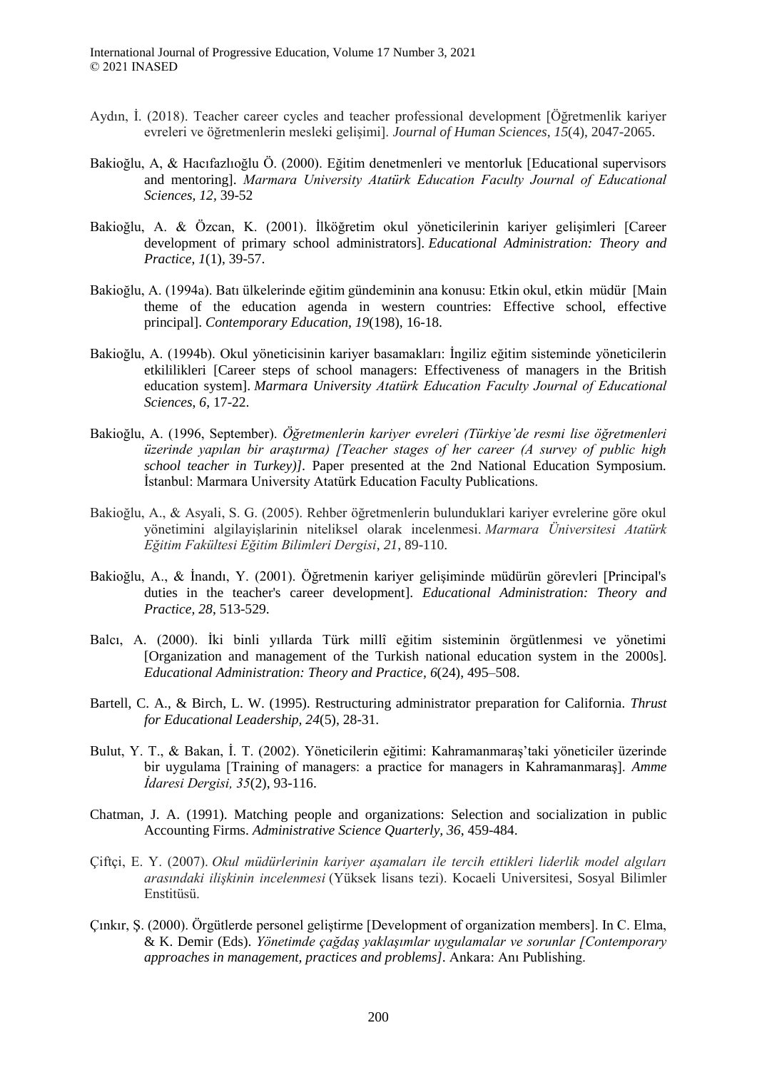Aydın, İ. (2018). Teacher career cycles and teacher professional development [Öğretmenlik kariyer evreleri ve öğretmenlerin mesleki gelişimi]. *Journal of Human Sciences*, *15*(4), 2047-2065.

Bakioğlu, A, & Hacıfazlıoğlu Ö. (2000). Eğitim denetmenleri ve mentorluk [Educational supervisors and mentoring]. *Marmara University Atatürk Education Faculty Journal of Educational Sciences, 12,* 39-52

Bakioğlu, A. & Özcan, K. (2001). İlköğretim okul yöneticilerinin kariyer gelişimleri [Career development of primary school administrators]. *Educational Administration: Theory and Practice, 1*(1), 39-57.

Bakioğlu, A. (1994a). Batı ülkelerinde eğitim gündeminin ana konusu: Etkin okul, etkin müdür [Main theme of the education agenda in western countries: Effective school, effective principal]. *Contemporary Education, 19*(198), 16-18.

Bakioğlu, A. (1994b). Okul yöneticisinin kariyer basamakları: İngiliz eğitim sisteminde yöneticilerin etkililikleri [Career steps of school managers: Effectiveness of managers in the British education system]. *Marmara University Atatürk Education Faculty Journal of Educational Sciences*, *6*, 17-22.

Bakioğlu, A. (1996, September). *Öğretmenlerin kariyer evreleri (Türkiye'de resmi lise öğretmenleri üzerinde yapılan bir araştırma) [Teacher stages of her career (A survey of public high school teacher in Turkey)]*. Paper presented at the 2nd National Education Symposium. İstanbul: Marmara University Atatürk Education Faculty Publications.

Bakioğlu, A., & Asyali, S. G. (2005). Rehber öğretmenlerin bulunduklari kariyer evrelerine göre okul yönetimini algilayişlarinin niteliksel olarak incelenmesi. *Marmara Üniversitesi Atatürk Eğitim Fakültesi Eğitim Bilimleri Dergisi*, *21*, 89-110.

Bakioğlu, A., & İnandı, Y. (2001). Öğretmenin kariyer gelişiminde müdürün görevleri [Principal's duties in the teacher's career development]. *Educational Administration: Theory and Practice, 28*, 513-529.

Balcı, A. (2000). İki binli yıllarda Türk millî eğitim sisteminin örgütlenmesi ve yönetimi [Organization and management of the Turkish national education system in the 2000s]. *Educational Administration: Theory and Practice, 6*(24), 495–508.

Bartell, C. A., & Birch, L. W. (1995). Restructuring administrator preparation for California. *Thrust for Educational Leadership, 24*(5), 28-31.

Bulut, Y. T., & Bakan, İ. T. (2002). Yöneticilerin eğitimi: Kahramanmaraş'taki yöneticiler üzerinde bir uygulama [Training of managers: a practice for managers in Kahramanmaraş]. *Amme İdaresi Dergisi, 35*(2), 93-116.

Chatman, J. A. (1991). Matching people and organizations: Selection and socialization in public Accounting Firms. *Administrative Science Quarterly, 36*, 459-484.

Çiftçi, E. Y. (2007). *Okul müdürlerinin kariyer aşamaları ile tercih ettikleri liderlik model algıları arasındaki ilişkinin incelenmesi* (Yüksek lisans tezi). Kocaeli Universitesi, Sosyal Bilimler Enstitüsü.

Çınkır, Ş. (2000). Örgütlerde personel geliştirme [Development of organization members]. In C. Elma, & K. Demir (Eds). *Yönetimde çağdaş yaklaşımlar uygulamalar ve sorunlar [Contemporary approaches in management, practices and problems]*. Ankara: Anı Publishing.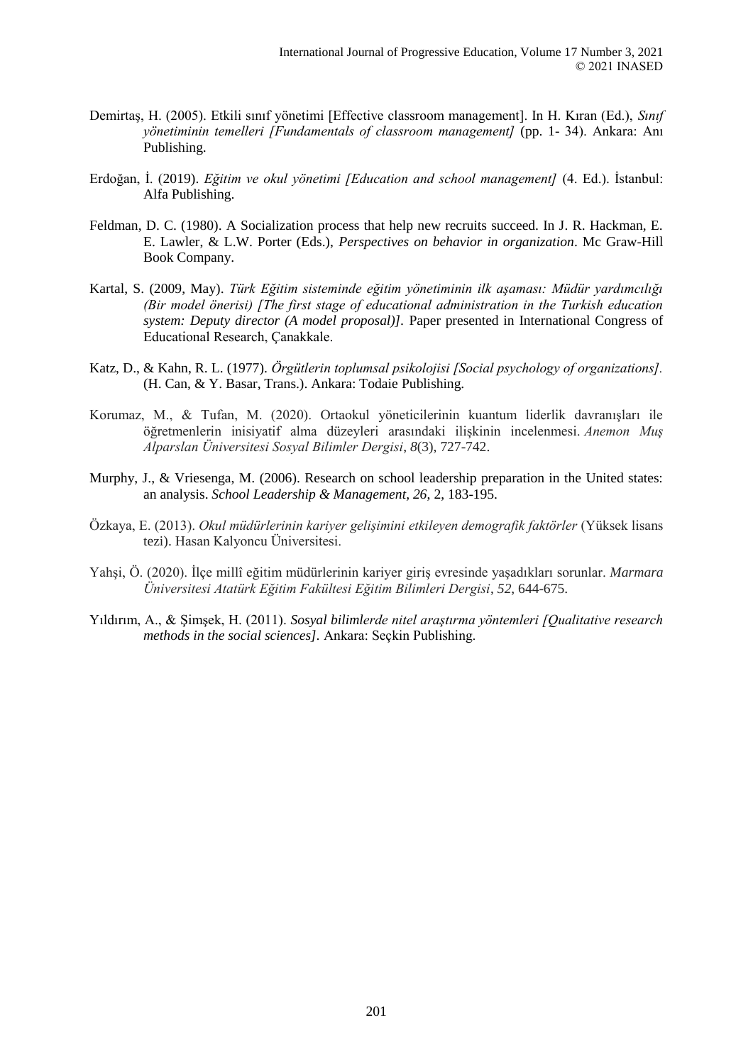Demirtaş, H. (2005). Etkili sınıf yönetimi [Effective classroom management]. In H. Kıran (Ed.), *Sınıf yönetiminin temelleri [Fundamentals of classroom management]* (pp. 1- 34). Ankara: Anı Publishing.

Erdoğan, İ. (2019). *Eğitim ve okul yönetimi [Education and school management]* (4. Ed.). İstanbul: Alfa Publishing.

Feldman, D. C. (1980). A Socialization process that help new recruits succeed. In J. R. Hackman, E. E. Lawler, & L.W. Porter (Eds.), *Perspectives on behavior in organization*. Mc Graw-Hill Book Company.

Kartal, S. (2009, May). *Türk Eğitim sisteminde eğitim yönetiminin ilk aşaması: Müdür yardımcılığı (Bir model önerisi) [The first stage of educational administration in the Turkish education system: Deputy director (A model proposal)]*. Paper presented in International Congress of Educational Research, Çanakkale.

Katz, D., & Kahn, R. L. (1977). *Örgütlerin toplumsal psikolojisi [Social psychology of organizations]*. (H. Can, & Y. Basar, Trans.). Ankara: Todaie Publishing.

Korumaz, M., & Tufan, M. (2020). Ortaokul yöneticilerinin kuantum liderlik davranışları ile öğretmenlerin inisiyatif alma düzeyleri arasındaki ilişkinin incelenmesi. *Anemon Muş Alparslan Üniversitesi Sosyal Bilimler Dergisi*, *8*(3), 727-742.

Murphy, J., & Vriesenga, M. (2006). Research on school leadership preparation in the United states: an analysis. *School Leadership & Management, 26*, 2, 183-195.

Özkaya, E. (2013). *Okul müdürlerinin kariyer gelişimini etkileyen demografik faktörler* (Yüksek lisans tezi). Hasan Kalyoncu Üniversitesi.

Yahşi, Ö. (2020). İlçe millî eğitim müdürlerinin kariyer giriş evresinde yaşadıkları sorunlar. *Marmara Üniversitesi Atatürk Eğitim Fakültesi Eğitim Bilimleri Dergisi*, *52*, 644-675.

Yıldırım, A., & Şimşek, H. (2011). *Sosyal bilimlerde nitel araştırma yöntemleri [Qualitative research methods in the social sciences]*. Ankara: Seçkin Publishing.